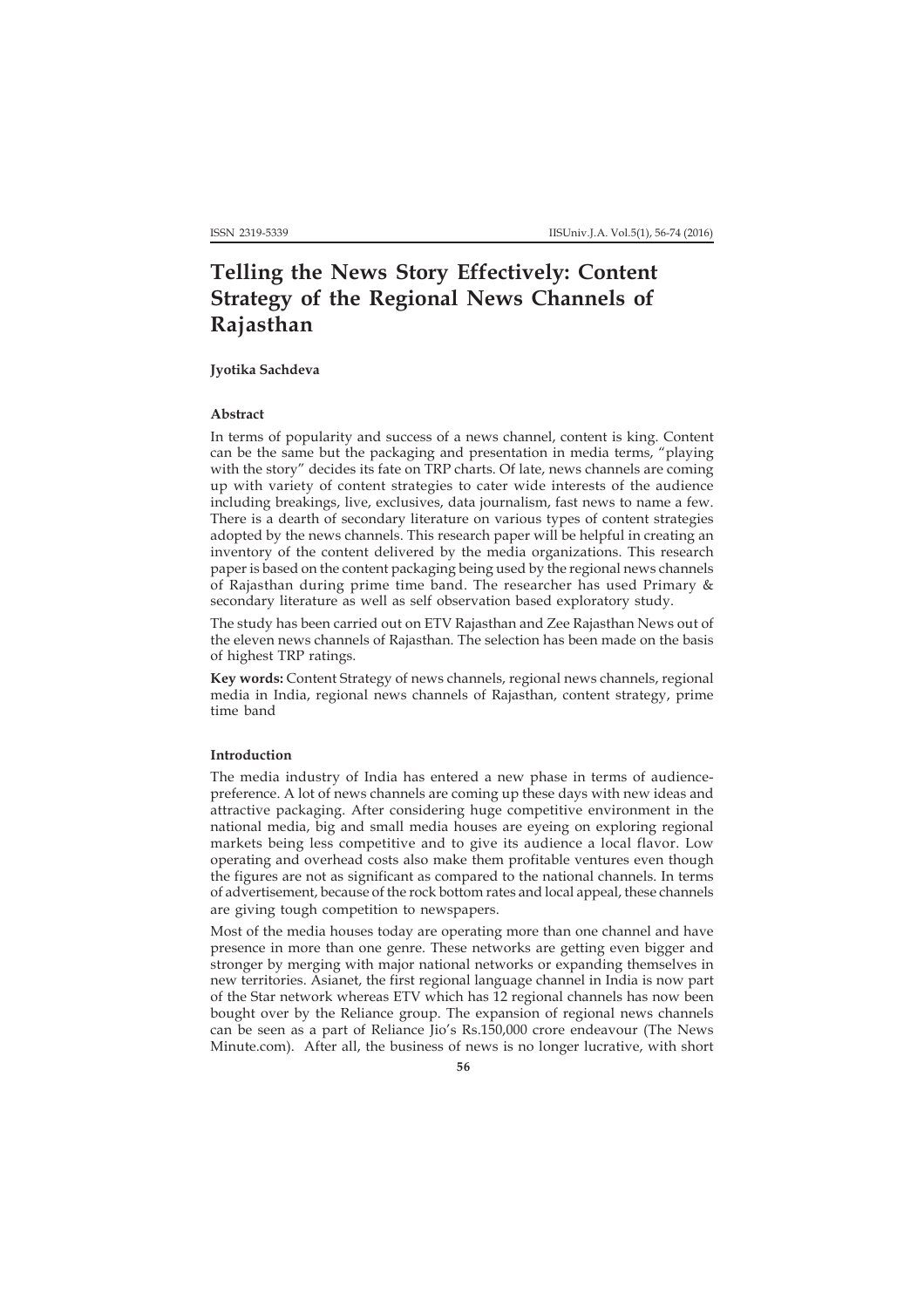# Telling the News Story Effectively: Content Strategy of the Regional News Channels of Rajasthan

**Jyotika Sachdeva**

### Abstract

In terms of popularity and success of a news channel, content is king. Content can be the same but the packaging and presentation in media terms, "playing with the story" decides its fate on TRP charts. Of late, news channels are coming up with variety of content strategies to cater wide interests of the audience including breakings, live, exclusives, data journalism, fast news to name a few. There is a dearth of secondary literature on various types of content strategies adopted by the news channels. This research paper will be helpful in creating an inventory of the content delivered by the media organizations. This research paper is based on the content packaging being used by the regional news channels of Rajasthan during prime time band. The researcher has used Primary & secondary literature as well as self observation based exploratory study.

The study has been carried out on ETV Rajasthan and Zee Rajasthan News out of the eleven news channels of Rajasthan. The selection has been made on the basis of highest TRP ratings.

**Key words:** Content Strategy of news channels, regional news channels, regional media in India, regional news channels of Rajasthan, content strategy, prime time band

### Introduction

The media industry of India has entered a new phase in terms of audience-preference. A lot of news channels are coming up these days with new ideas and attractive packaging. After considering huge competitive environment in the national media, big and small media houses are eyeing on exploring regional markets being less competitive and to give its audience a local flavor. Low operating and overhead costs also make them profitable ventures even though the figures are not as significant as compared to the national channels. In terms of advertisement, because of the rock bottom rates and local appeal, these channels are giving tough competition to newspapers.

Most of the media houses today are operating more than one channel and have presence in more than one genre. These networks are getting even bigger and stronger by merging with major national networks or expanding themselves in new territories. Asianet, the first regional language channel in India is now part of the Star network whereas ETV which has 12 regional channels has now been bought over by the Reliance group. The expansion of regional news channels can be seen as a part of Reliance Jio's Rs.150,000 crore endeavour (The News Minute.com). After all, the business of news is no longer lucrative, with short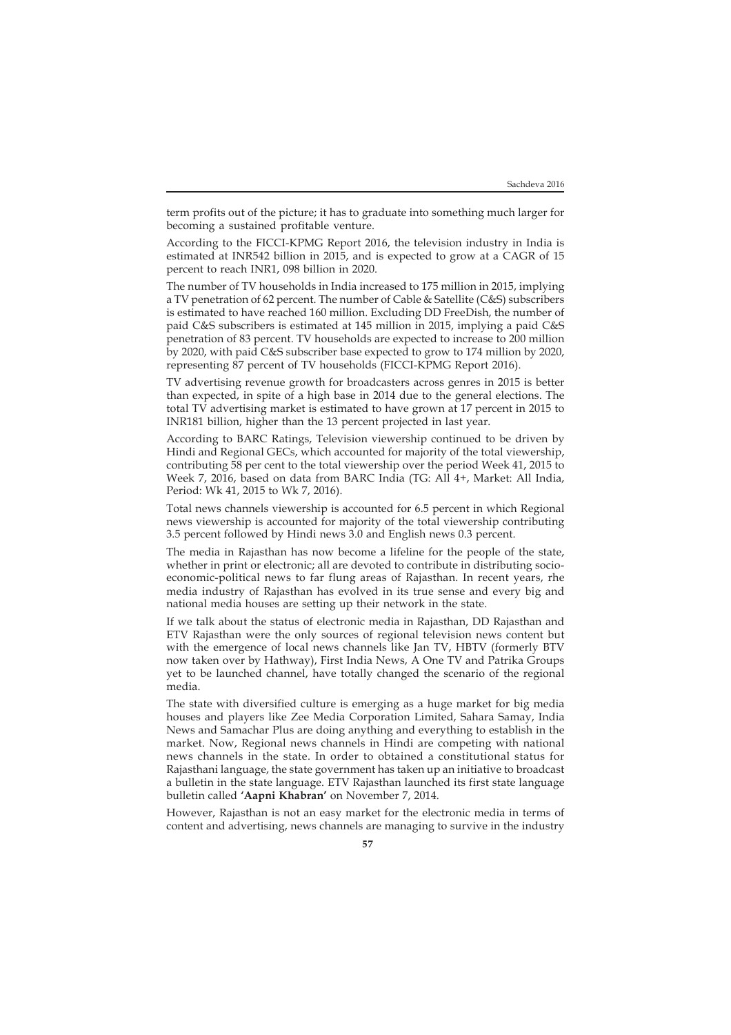term profits out of the picture; it has to graduate into something much larger for becoming a sustained profitable venture.

According to the FICCI-KPMG Report 2016, the television industry in India is estimated at INR542 billion in 2015, and is expected to grow at a CAGR of 15 percent to reach INR1, 098 billion in 2020.

The number of TV households in India increased to 175 million in 2015, implying a TV penetration of 62 percent. The number of Cable & Satellite (C&S) subscribers is estimated to have reached 160 million. Excluding DD FreeDish, the number of paid C&S subscribers is estimated at 145 million in 2015, implying a paid C&S penetration of 83 percent. TV households are expected to increase to 200 million by 2020, with paid C&S subscriber base expected to grow to 174 million by 2020, representing 87 percent of TV households (FICCI-KPMG Report 2016).

TV advertising revenue growth for broadcasters across genres in 2015 is better than expected, in spite of a high base in 2014 due to the general elections. The total TV advertising market is estimated to have grown at 17 percent in 2015 to INR181 billion, higher than the 13 percent projected in last year.

According to BARC Ratings, Television viewership continued to be driven by Hindi and Regional GECs, which accounted for majority of the total viewership, contributing 58 per cent to the total viewership over the period Week 41, 2015 to Week 7, 2016, based on data from BARC India (TG: All 4+, Market: All India, Period: Wk 41, 2015 to Wk 7, 2016).

Total news channels viewership is accounted for 6.5 percent in which Regional news viewership is accounted for majority of the total viewership contributing 3.5 percent followed by Hindi news 3.0 and English news 0.3 percent.

The media in Rajasthan has now become a lifeline for the people of the state, whether in print or electronic; all are devoted to contribute in distributing socio-economic-political news to far flung areas of Rajasthan. In recent years, rhe media industry of Rajasthan has evolved in its true sense and every big and national media houses are setting up their network in the state.

If we talk about the status of electronic media in Rajasthan, DD Rajasthan and ETV Rajasthan were the only sources of regional television news content but with the emergence of local news channels like Jan TV, HBTV (formerly BTV now taken over by Hathway), First India News, A One TV and Patrika Groups yet to be launched channel, have totally changed the scenario of the regional media.

The state with diversified culture is emerging as a huge market for big media houses and players like Zee Media Corporation Limited, Sahara Samay, India News and Samachar Plus are doing anything and everything to establish in the market. Now, Regional news channels in Hindi are competing with national news channels in the state. In order to obtained a constitutional status for Rajasthani language, the state government has taken up an initiative to broadcast a bulletin in the state language. ETV Rajasthan launched its first state language bulletin called **'Aapni Khabran'** on November 7, 2014.

However, Rajasthan is not an easy market for the electronic media in terms of content and advertising, news channels are managing to survive in the industry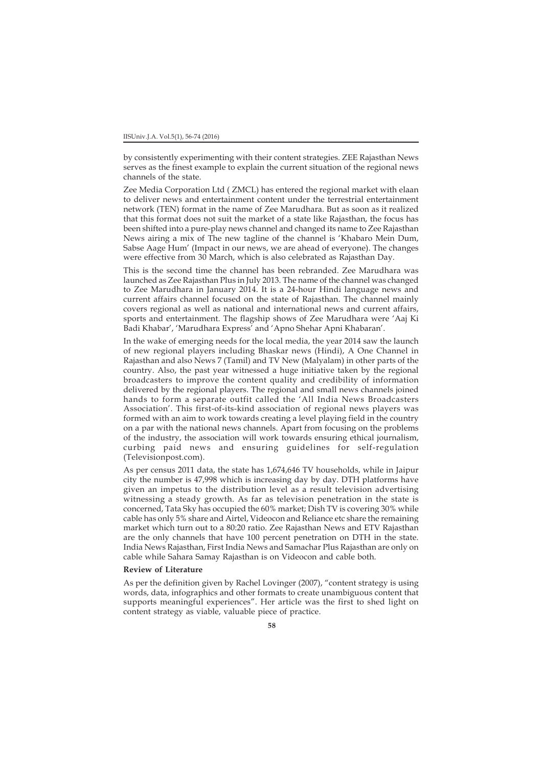by consistently experimenting with their content strategies. ZEE Rajasthan News serves as the finest example to explain the current situation of the regional news channels of the state.

Zee Media Corporation Ltd ( ZMCL) has entered the regional market with elaan to deliver news and entertainment content under the terrestrial entertainment network (TEN) format in the name of Zee Marudhara. But as soon as it realized that this format does not suit the market of a state like Rajasthan, the focus has been shifted into a pure-play news channel and changed its name to Zee Rajasthan News airing a mix of The new tagline of the channel is 'Khabaro Mein Dum, Sabse Aage Hum' (Impact in our news, we are ahead of everyone). The changes were effective from 30 March, which is also celebrated as Rajasthan Day.

This is the second time the channel has been rebranded. Zee Marudhara was launched as Zee Rajasthan Plus in July 2013. The name of the channel was changed to Zee Marudhara in January 2014. It is a 24-hour Hindi language news and current affairs channel focused on the state of Rajasthan. The channel mainly covers regional as well as national and international news and current affairs, sports and entertainment. The flagship shows of Zee Marudhara were 'Aaj Ki Badi Khabar', 'Marudhara Express' and 'Apno Shehar Apni Khabaran'.

In the wake of emerging needs for the local media, the year 2014 saw the launch of new regional players including Bhaskar news (Hindi), A One Channel in Rajasthan and also News 7 (Tamil) and TV New (Malyalam) in other parts of the country. Also, the past year witnessed a huge initiative taken by the regional broadcasters to improve the content quality and credibility of information delivered by the regional players. The regional and small news channels joined hands to form a separate outfit called the 'All India News Broadcasters Association'. This first-of-its-kind association of regional news players was formed with an aim to work towards creating a level playing field in the country on a par with the national news channels. Apart from focusing on the problems of the industry, the association will work towards ensuring ethical journalism, curbing paid news and ensuring guidelines for self-regulation (Televisionpost.com).

As per census 2011 data, the state has 1,674,646 TV households, while in Jaipur city the number is 47,998 which is increasing day by day. DTH platforms have given an impetus to the distribution level as a result television advertising witnessing a steady growth. As far as television penetration in the state is concerned, Tata Sky has occupied the 60% market; Dish TV is covering 30% while cable has only 5% share and Airtel, Videocon and Reliance etc share the remaining market which turn out to a 80:20 ratio. Zee Rajasthan News and ETV Rajasthan are the only channels that have 100 percent penetration on DTH in the state. India News Rajasthan, First India News and Samachar Plus Rajasthan are only on cable while Sahara Samay Rajasthan is on Videocon and cable both.

**Review of Literature**

As per the definition given by Rachel Lovinger (2007), "content strategy is using words, data, infographics and other formats to create unambiguous content that supports meaningful experiences". Her article was the first to shed light on content strategy as viable, valuable piece of practice.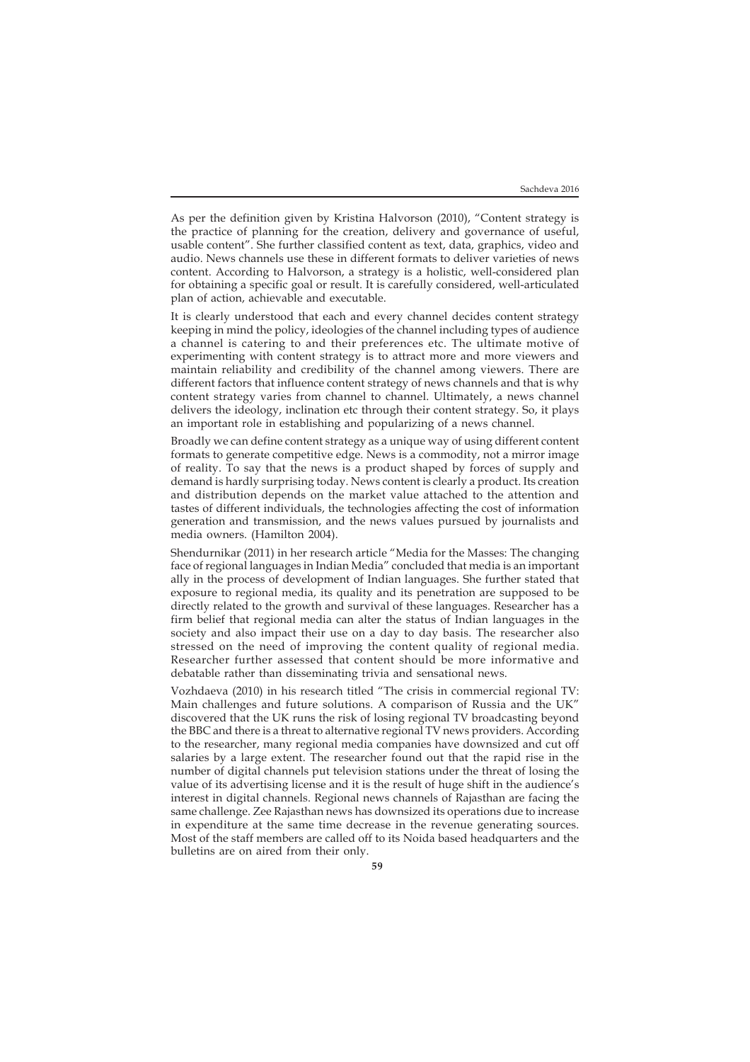As per the definition given by Kristina Halvorson (2010), "Content strategy is the practice of planning for the creation, delivery and governance of useful, usable content". She further classified content as text, data, graphics, video and audio. News channels use these in different formats to deliver varieties of news content. According to Halvorson, a strategy is a holistic, well-considered plan for obtaining a specific goal or result. It is carefully considered, well-articulated plan of action, achievable and executable.

It is clearly understood that each and every channel decides content strategy keeping in mind the policy, ideologies of the channel including types of audience a channel is catering to and their preferences etc. The ultimate motive of experimenting with content strategy is to attract more and more viewers and maintain reliability and credibility of the channel among viewers. There are different factors that influence content strategy of news channels and that is why content strategy varies from channel to channel. Ultimately, a news channel delivers the ideology, inclination etc through their content strategy. So, it plays an important role in establishing and popularizing of a news channel.

Broadly we can define content strategy as a unique way of using different content formats to generate competitive edge. News is a commodity, not a mirror image of reality. To say that the news is a product shaped by forces of supply and demand is hardly surprising today. News content is clearly a product. Its creation and distribution depends on the market value attached to the attention and tastes of different individuals, the technologies affecting the cost of information generation and transmission, and the news values pursued by journalists and media owners. (Hamilton 2004).

Shendurnikar (2011) in her research article "Media for the Masses: The changing face of regional languages in Indian Media" concluded that media is an important ally in the process of development of Indian languages. She further stated that exposure to regional media, its quality and its penetration are supposed to be directly related to the growth and survival of these languages. Researcher has a firm belief that regional media can alter the status of Indian languages in the society and also impact their use on a day to day basis. The researcher also stressed on the need of improving the content quality of regional media. Researcher further assessed that content should be more informative and debatable rather than disseminating trivia and sensational news.

Vozhdaeva (2010) in his research titled "The crisis in commercial regional TV: Main challenges and future solutions. A comparison of Russia and the UK" discovered that the UK runs the risk of losing regional TV broadcasting beyond the BBC and there is a threat to alternative regional TV news providers. According to the researcher, many regional media companies have downsized and cut off salaries by a large extent. The researcher found out that the rapid rise in the number of digital channels put television stations under the threat of losing the value of its advertising license and it is the result of huge shift in the audience's interest in digital channels. Regional news channels of Rajasthan are facing the same challenge. Zee Rajasthan news has downsized its operations due to increase in expenditure at the same time decrease in the revenue generating sources. Most of the staff members are called off to its Noida based headquarters and the bulletins are on aired from their only.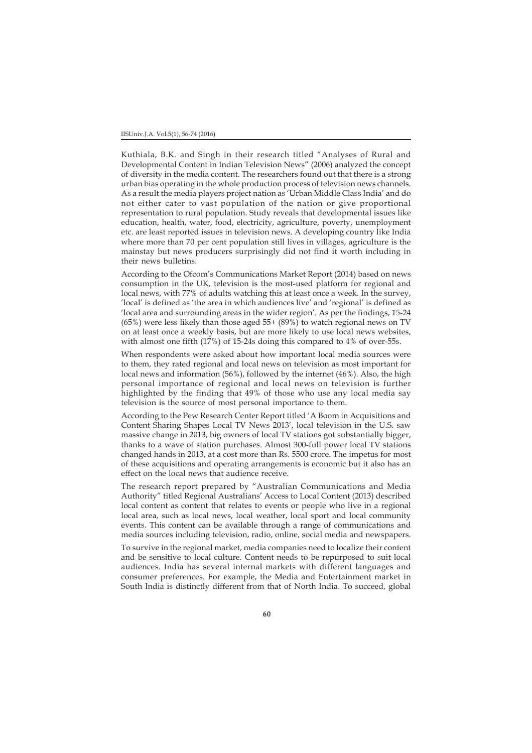Kuthiala, B.K. and Singh in their research titled "Analyses of Rural and Developmental Content in Indian Television News" (2006) analyzed the concept of diversity in the media content. The researchers found out that there is a strong urban bias operating in the whole production process of television news channels. As a result the media players project nation as 'Urban Middle Class India' and do not either cater to vast population of the nation or give proportional representation to rural population. Study reveals that developmental issues like education, health, water, food, electricity, agriculture, poverty, unemployment etc. are least reported issues in television news. A developing country like India where more than 70 per cent population still lives in villages, agriculture is the mainstay but news producers surprisingly did not find it worth including in their news bulletins.

According to the Ofcom's Communications Market Report (2014) based on news consumption in the UK, television is the most-used platform for regional and local news, with 77% of adults watching this at least once a week. In the survey, 'local' is defined as 'the area in which audiences live' and 'regional' is defined as 'local area and surrounding areas in the wider region'. As per the findings, 15-24 (65%) were less likely than those aged 55+ (89%) to watch regional news on TV on at least once a weekly basis, but are more likely to use local news websites, with almost one fifth (17%) of 15-24s doing this compared to 4% of over-55s.

When respondents were asked about how important local media sources were to them, they rated regional and local news on television as most important for local news and information (56%), followed by the internet (46%). Also, the high personal importance of regional and local news on television is further highlighted by the finding that 49% of those who use any local media say television is the source of most personal importance to them.

According to the Pew Research Center Report titled 'A Boom in Acquisitions and Content Sharing Shapes Local TV News 2013', local television in the U.S. saw massive change in 2013, big owners of local TV stations got substantially bigger, thanks to a wave of station purchases. Almost 300-full power local TV stations changed hands in 2013, at a cost more than Rs. 5500 crore. The impetus for most of these acquisitions and operating arrangements is economic but it also has an effect on the local news that audience receive.

The research report prepared by "Australian Communications and Media Authority" titled Regional Australians' Access to Local Content (2013) described local content as content that relates to events or people who live in a regional local area, such as local news, local weather, local sport and local community events. This content can be available through a range of communications and media sources including television, radio, online, social media and newspapers.

To survive in the regional market, media companies need to localize their content and be sensitive to local culture. Content needs to be repurposed to suit local audiences. India has several internal markets with different languages and consumer preferences. For example, the Media and Entertainment market in South India is distinctly different from that of North India. To succeed, global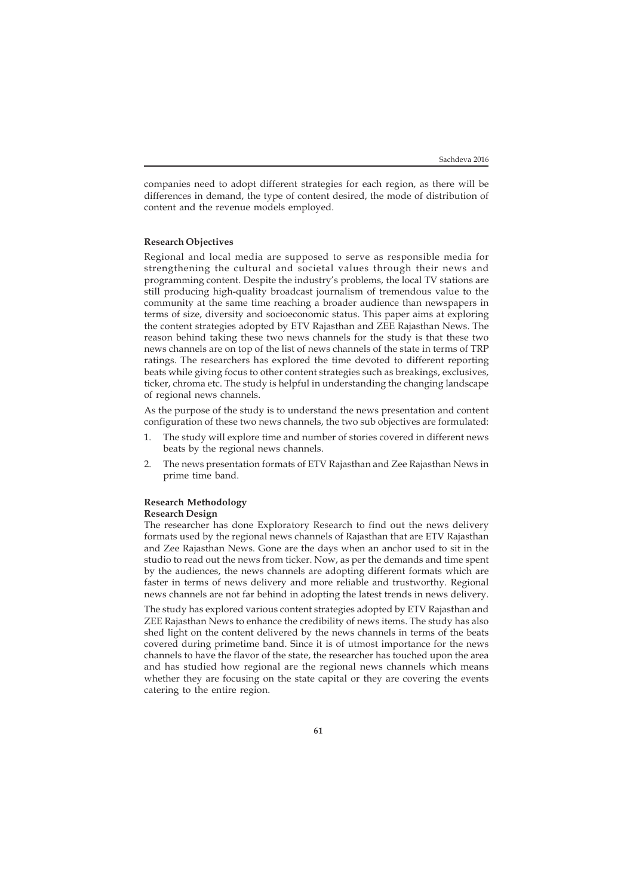companies need to adopt different strategies for each region, as there will be differences in demand, the type of content desired, the mode of distribution of content and the revenue models employed.

### Research Objectives

Regional and local media are supposed to serve as responsible media for strengthening the cultural and societal values through their news and programming content. Despite the industry's problems, the local TV stations are still producing high-quality broadcast journalism of tremendous value to the community at the same time reaching a broader audience than newspapers in terms of size, diversity and socioeconomic status. This paper aims at exploring the content strategies adopted by ETV Rajasthan and ZEE Rajasthan News. The reason behind taking these two news channels for the study is that these two news channels are on top of the list of news channels of the state in terms of TRP ratings. The researchers has explored the time devoted to different reporting beats while giving focus to other content strategies such as breakings, exclusives, ticker, chroma etc. The study is helpful in understanding the changing landscape of regional news channels.

As the purpose of the study is to understand the news presentation and content configuration of these two news channels, the two sub objectives are formulated:

1. The study will explore time and number of stories covered in different news beats by the regional news channels.
2. The news presentation formats of ETV Rajasthan and Zee Rajasthan News in prime time band.

### Research Methodology

#### Research Design

The researcher has done Exploratory Research to find out the news delivery formats used by the regional news channels of Rajasthan that are ETV Rajasthan and Zee Rajasthan News. Gone are the days when an anchor used to sit in the studio to read out the news from ticker. Now, as per the demands and time spent by the audiences, the news channels are adopting different formats which are faster in terms of news delivery and more reliable and trustworthy. Regional news channels are not far behind in adopting the latest trends in news delivery.

The study has explored various content strategies adopted by ETV Rajasthan and ZEE Rajasthan News to enhance the credibility of news items. The study has also shed light on the content delivered by the news channels in terms of the beats covered during primetime band. Since it is of utmost importance for the news channels to have the flavor of the state, the researcher has touched upon the area and has studied how regional are the regional news channels which means whether they are focusing on the state capital or they are covering the events catering to the entire region.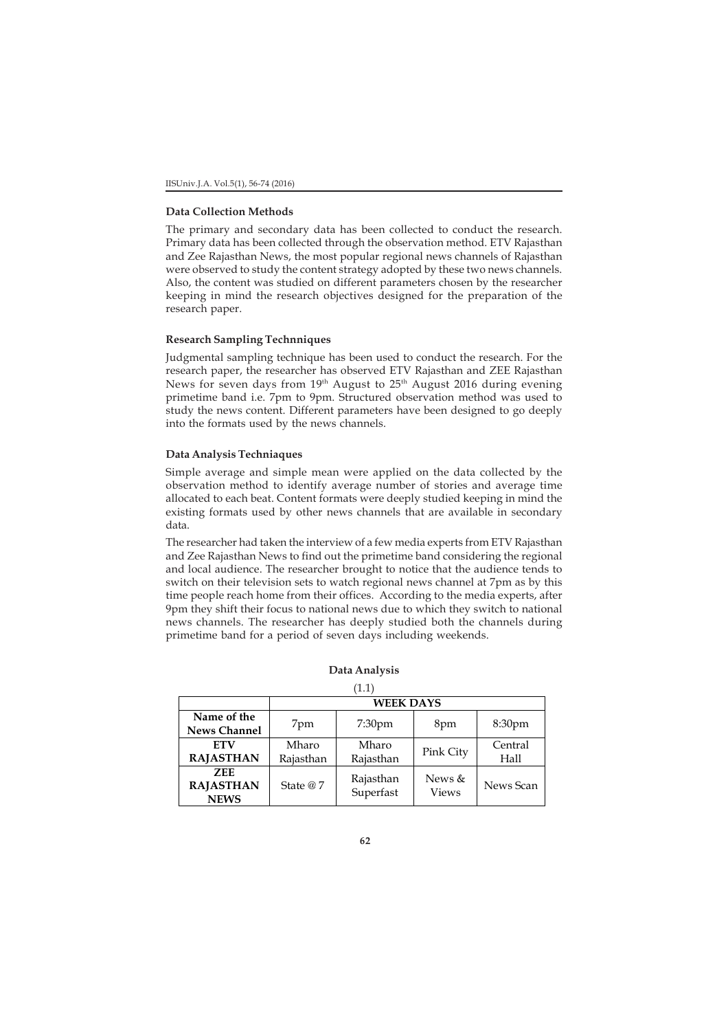### Data Collection Methods

The primary and secondary data has been collected to conduct the research. Primary data has been collected through the observation method. ETV Rajasthan and Zee Rajasthan News, the most popular regional news channels of Rajasthan were observed to study the content strategy adopted by these two news channels. Also, the content was studied on different parameters chosen by the researcher keeping in mind the research objectives designed for the preparation of the research paper.

### Research Sampling Technniques

Judgmental sampling technique has been used to conduct the research. For the research paper, the researcher has observed ETV Rajasthan and ZEE Rajasthan News for seven days from 19th August to 25th August 2016 during evening primetime band i.e. 7pm to 9pm. Structured observation method was used to study the news content. Different parameters have been designed to go deeply into the formats used by the news channels.

### Data Analysis Techniaques

Simple average and simple mean were applied on the data collected by the observation method to identify average number of stories and average time allocated to each beat. Content formats were deeply studied keeping in mind the existing formats used by other news channels that are available in secondary data.

The researcher had taken the interview of a few media experts from ETV Rajasthan and Zee Rajasthan News to find out the primetime band considering the regional and local audience. The researcher brought to notice that the audience tends to switch on their television sets to watch regional news channel at 7pm as by this time people reach home from their offices. According to the media experts, after 9pm they shift their focus to national news due to which they switch to national news channels. The researcher has deeply studied both the channels during primetime band for a period of seven days including weekends.

### Data Analysis

(1.1)

| | WEEK DAYS | | | |
|---|---|---|---|---|
| **Name of the News Channel** | 7pm | 7:30pm | 8pm | 8:30pm |
| **ETV RAJASTHAN** | Mharo Rajasthan | Mharo Rajasthan | Pink City | Central Hall |
| **ZEE RAJASTHAN NEWS** | State @ 7 | Rajasthan Superfast | News & Views | News Scan |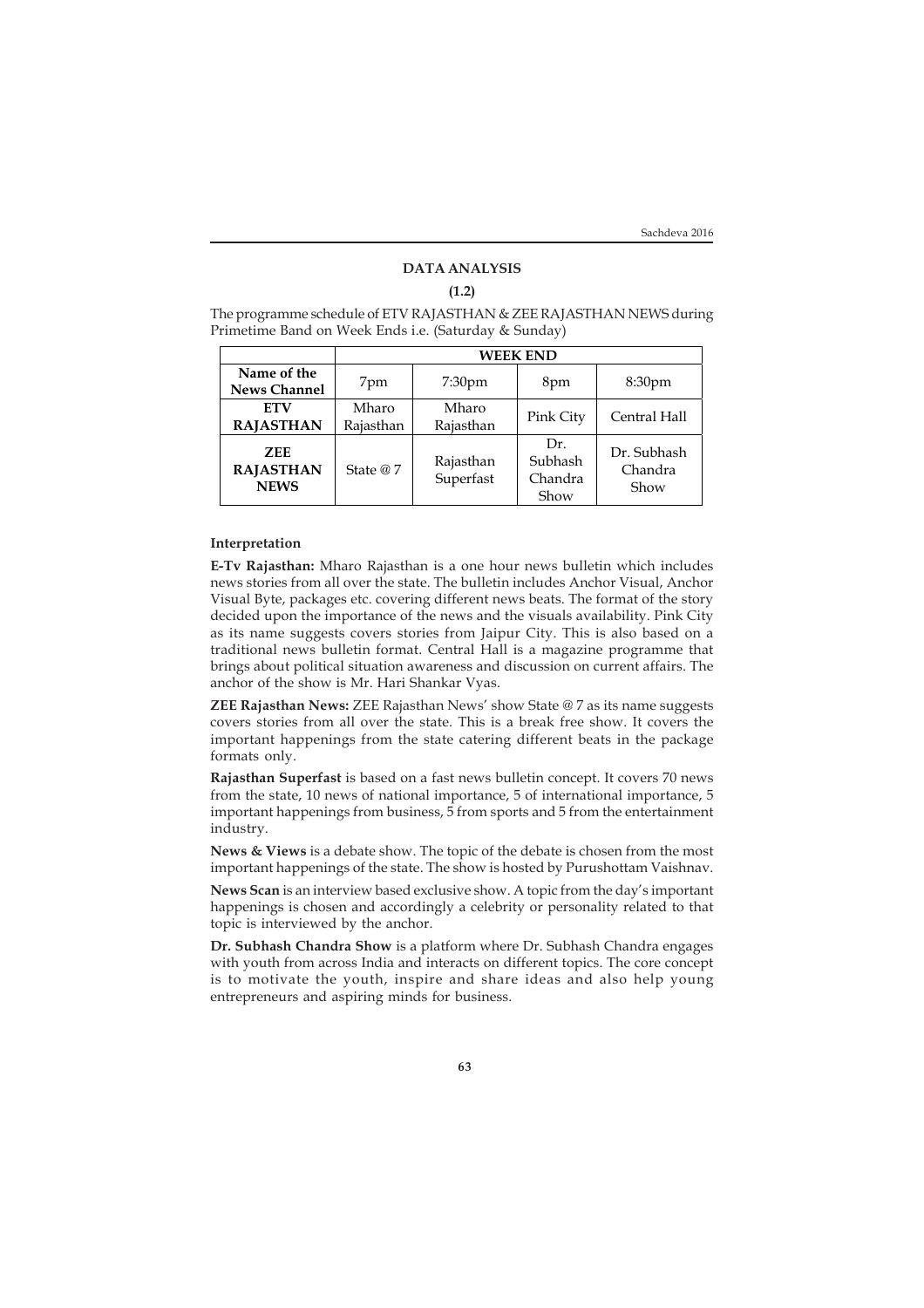## DATA ANALYSIS

**(1.2)**

The programme schedule of ETV RAJASTHAN & ZEE RAJASTHAN NEWS during Primetime Band on Week Ends i.e. (Saturday & Sunday)

| | WEEK END | | | |
|---|---|---|---|---|
| **Name of the News Channel** | 7pm | 7:30pm | 8pm | 8:30pm |
| **ETV RAJASTHAN** | Mharo Rajasthan | Mharo Rajasthan | Pink City | Central Hall |
| **ZEE RAJASTHAN NEWS** | State @ 7 | Rajasthan Superfast | Dr. Subhash Chandra Show | Dr. Subhash Chandra Show |

### Interpretation

**E-Tv Rajasthan:** Mharo Rajasthan is a one hour news bulletin which includes news stories from all over the state. The bulletin includes Anchor Visual, Anchor Visual Byte, packages etc. covering different news beats. The format of the story decided upon the importance of the news and the visuals availability. Pink City as its name suggests covers stories from Jaipur City. This is also based on a traditional news bulletin format. Central Hall is a magazine programme that brings about political situation awareness and discussion on current affairs. The anchor of the show is Mr. Hari Shankar Vyas.

**ZEE Rajasthan News:** ZEE Rajasthan News' show State @ 7 as its name suggests covers stories from all over the state. This is a break free show. It covers the important happenings from the state catering different beats in the package formats only.

**Rajasthan Superfast** is based on a fast news bulletin concept. It covers 70 news from the state, 10 news of national importance, 5 of international importance, 5 important happenings from business, 5 from sports and 5 from the entertainment industry.

**News & Views** is a debate show. The topic of the debate is chosen from the most important happenings of the state. The show is hosted by Purushottam Vaishnav.

**News Scan** is an interview based exclusive show. A topic from the day's important happenings is chosen and accordingly a celebrity or personality related to that topic is interviewed by the anchor.

**Dr. Subhash Chandra Show** is a platform where Dr. Subhash Chandra engages with youth from across India and interacts on different topics. The core concept is to motivate the youth, inspire and share ideas and also help young entrepreneurs and aspiring minds for business.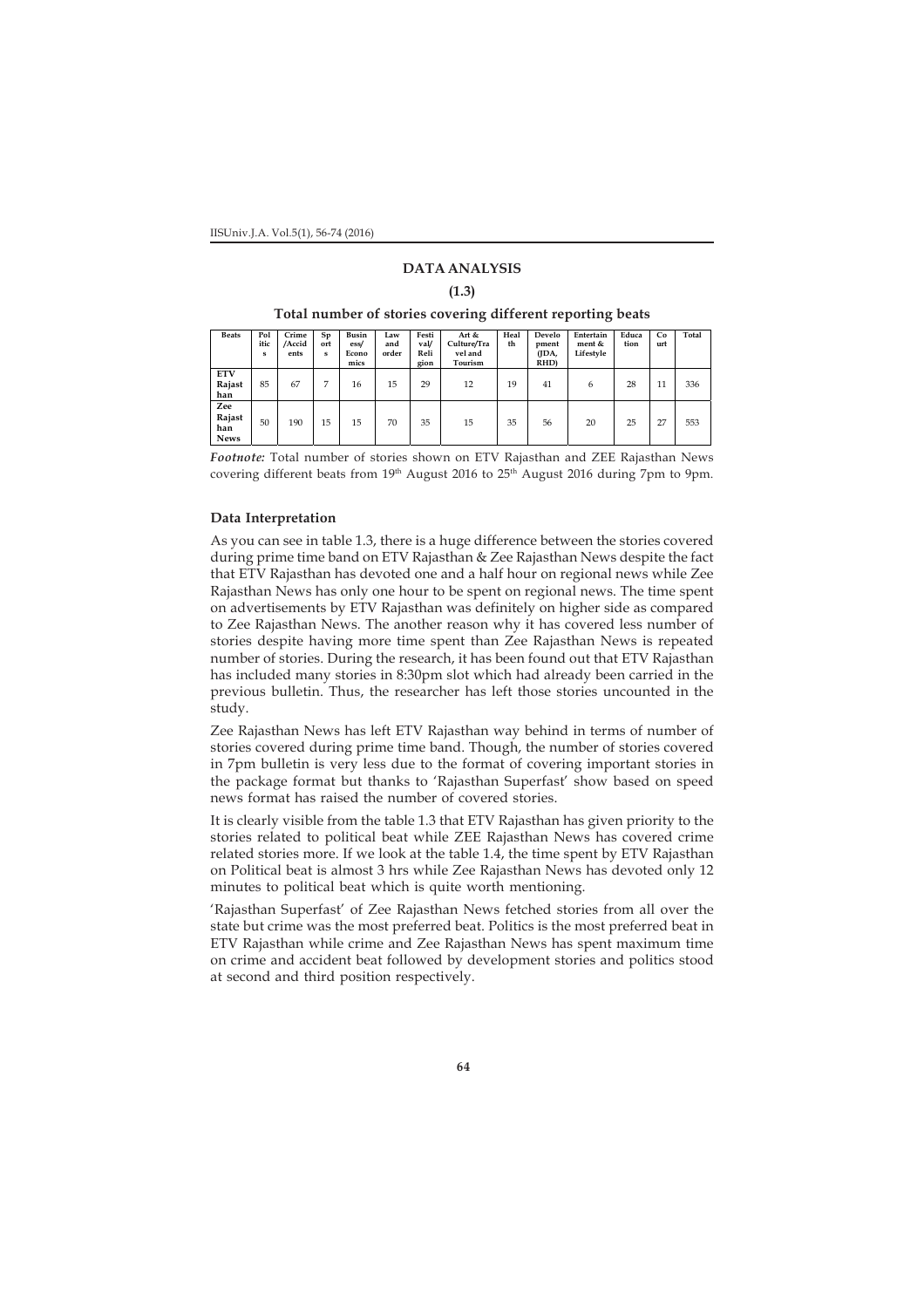## DATA ANALYSIS

### (1.3)

### Total number of stories covering different reporting beats

| Beats | Politics | Crime /Accidents | Sports | Business/ Economics | Law and order | Festival/ Religion | Art & Culture/Travel and Tourism | Health | Development (JDA, RHD) | Entertainment & Lifestyle | Education | Court | Total |
|---|---|---|---|---|---|---|---|---|---|---|---|---|---|
| ETV Rajasthan | 85 | 67 | 7 | 16 | 15 | 29 | 12 | 19 | 41 | 6 | 28 | 11 | 336 |
| Zee Rajasthan News | 50 | 190 | 15 | 15 | 70 | 35 | 15 | 35 | 56 | 20 | 25 | 27 | 553 |

*Footnote:* Total number of stories shown on ETV Rajasthan and ZEE Rajasthan News covering different beats from 19th August 2016 to 25th August 2016 during 7pm to 9pm.

### Data Interpretation

As you can see in table 1.3, there is a huge difference between the stories covered during prime time band on ETV Rajasthan & Zee Rajasthan News despite the fact that ETV Rajasthan has devoted one and a half hour on regional news while Zee Rajasthan News has only one hour to be spent on regional news. The time spent on advertisements by ETV Rajasthan was definitely on higher side as compared to Zee Rajasthan News. The another reason why it has covered less number of stories despite having more time spent than Zee Rajasthan News is repeated number of stories. During the research, it has been found out that ETV Rajasthan has included many stories in 8:30pm slot which had already been carried in the previous bulletin. Thus, the researcher has left those stories uncounted in the study.

Zee Rajasthan News has left ETV Rajasthan way behind in terms of number of stories covered during prime time band. Though, the number of stories covered in 7pm bulletin is very less due to the format of covering important stories in the package format but thanks to 'Rajasthan Superfast' show based on speed news format has raised the number of covered stories.

It is clearly visible from the table 1.3 that ETV Rajasthan has given priority to the stories related to political beat while ZEE Rajasthan News has covered crime related stories more. If we look at the table 1.4, the time spent by ETV Rajasthan on Political beat is almost 3 hrs while Zee Rajasthan News has devoted only 12 minutes to political beat which is quite worth mentioning.

'Rajasthan Superfast' of Zee Rajasthan News fetched stories from all over the state but crime was the most preferred beat. Politics is the most preferred beat in ETV Rajasthan while crime and Zee Rajasthan News has spent maximum time on crime and accident beat followed by development stories and politics stood at second and third position respectively.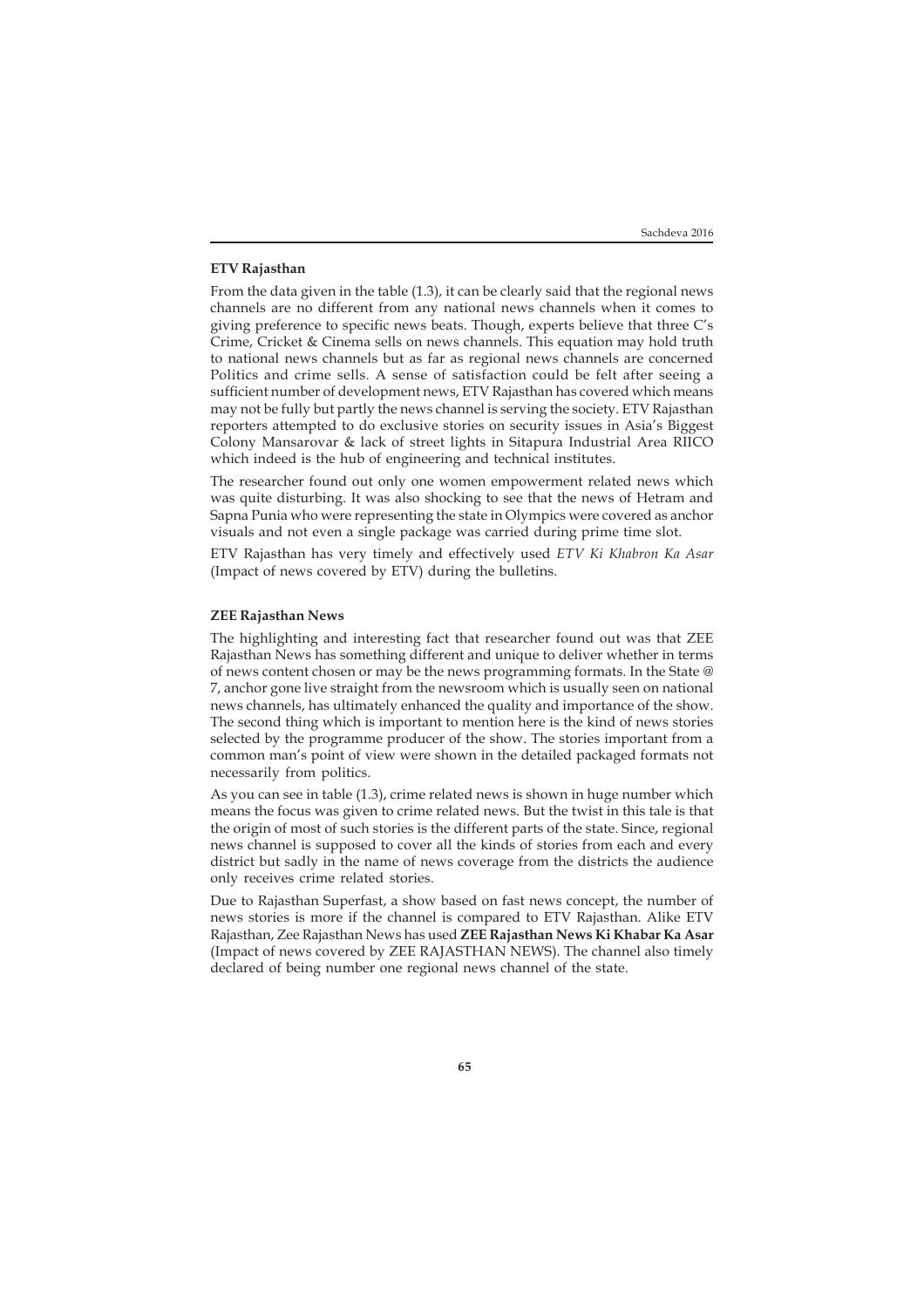**ETV Rajasthan**

From the data given in the table (1.3), it can be clearly said that the regional news channels are no different from any national news channels when it comes to giving preference to specific news beats. Though, experts believe that three C's Crime, Cricket & Cinema sells on news channels. This equation may hold truth to national news channels but as far as regional news channels are concerned Politics and crime sells. A sense of satisfaction could be felt after seeing a sufficient number of development news, ETV Rajasthan has covered which means may not be fully but partly the news channel is serving the society. ETV Rajasthan reporters attempted to do exclusive stories on security issues in Asia's Biggest Colony Mansarovar & lack of street lights in Sitapura Industrial Area RIICO which indeed is the hub of engineering and technical institutes.

The researcher found out only one women empowerment related news which was quite disturbing. It was also shocking to see that the news of Hetram and Sapna Punia who were representing the state in Olympics were covered as anchor visuals and not even a single package was carried during prime time slot.

ETV Rajasthan has very timely and effectively used *ETV Ki Khabron Ka Asar* (Impact of news covered by ETV) during the bulletins.

**ZEE Rajasthan News**

The highlighting and interesting fact that researcher found out was that ZEE Rajasthan News has something different and unique to deliver whether in terms of news content chosen or may be the news programming formats. In the State @ 7, anchor gone live straight from the newsroom which is usually seen on national news channels, has ultimately enhanced the quality and importance of the show. The second thing which is important to mention here is the kind of news stories selected by the programme producer of the show. The stories important from a common man's point of view were shown in the detailed packaged formats not necessarily from politics.

As you can see in table (1.3), crime related news is shown in huge number which means the focus was given to crime related news. But the twist in this tale is that the origin of most of such stories is the different parts of the state. Since, regional news channel is supposed to cover all the kinds of stories from each and every district but sadly in the name of news coverage from the districts the audience only receives crime related stories.

Due to Rajasthan Superfast, a show based on fast news concept, the number of news stories is more if the channel is compared to ETV Rajasthan. Alike ETV Rajasthan, Zee Rajasthan News has used **ZEE Rajasthan News Ki Khabar Ka Asar** (Impact of news covered by ZEE RAJASTHAN NEWS). The channel also timely declared of being number one regional news channel of the state.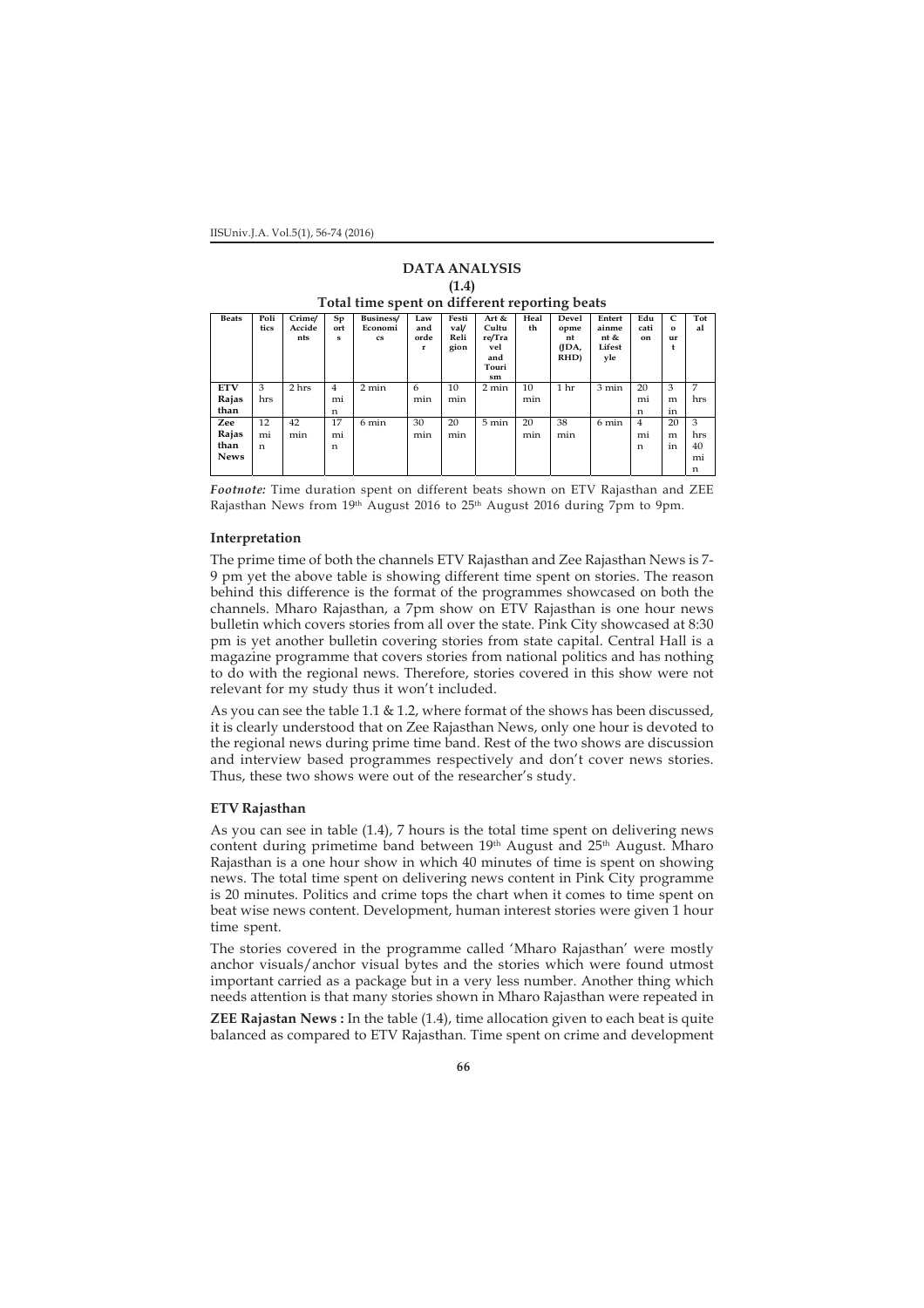# DATA ANALYSIS

## (1.4)

### Total time spent on different reporting beats

| Beats | Politics | Crime/ Accidents | Sports | Business/ Economics | Law and order | Festival/ Religion | Art & Culture/Travel and Tourism | Health | Development (JDA, RHD) | Entertainment & Lifestyle | Education | Court | Total |
|---|---|---|---|---|---|---|---|---|---|---|---|---|---|
| ETV Rajasthan | 3 hrs | 2 hrs | 4 min | 2 min | 6 min | 10 min | 2 min | 10 min | 1 hr | 3 min | 20 min | 3 min | 7 hrs |
| Zee Rajasthan News | 12 min | 42 min | 17 min | 6 min | 30 min | 20 min | 5 min | 20 min | 38 min | 6 min | 4 min | 20 min | 3 hrs 40 min |

***Footnote:*** Time duration spent on different beats shown on ETV Rajasthan and ZEE Rajasthan News from 19th August 2016 to 25th August 2016 during 7pm to 9pm.

### Interpretation

The prime time of both the channels ETV Rajasthan and Zee Rajasthan News is 7-9 pm yet the above table is showing different time spent on stories. The reason behind this difference is the format of the programmes showcased on both the channels. Mharo Rajasthan, a 7pm show on ETV Rajasthan is one hour news bulletin which covers stories from all over the state. Pink City showcased at 8:30 pm is yet another bulletin covering stories from state capital. Central Hall is a magazine programme that covers stories from national politics and has nothing to do with the regional news. Therefore, stories covered in this show were not relevant for my study thus it won't included.

As you can see the table 1.1 & 1.2, where format of the shows has been discussed, it is clearly understood that on Zee Rajasthan News, only one hour is devoted to the regional news during prime time band. Rest of the two shows are discussion and interview based programmes respectively and don't cover news stories. Thus, these two shows were out of the researcher's study.

### ETV Rajasthan

As you can see in table (1.4), 7 hours is the total time spent on delivering news content during primetime band between 19th August and 25th August. Mharo Rajasthan is a one hour show in which 40 minutes of time is spent on showing news. The total time spent on delivering news content in Pink City programme is 20 minutes. Politics and crime tops the chart when it comes to time spent on beat wise news content. Development, human interest stories were given 1 hour time spent.

The stories covered in the programme called 'Mharo Rajasthan' were mostly anchor visuals/anchor visual bytes and the stories which were found utmost important carried as a package but in a very less number. Another thing which needs attention is that many stories shown in Mharo Rajasthan were repeated in

**ZEE Rajastan News :** In the table (1.4), time allocation given to each beat is quite balanced as compared to ETV Rajasthan. Time spent on crime and development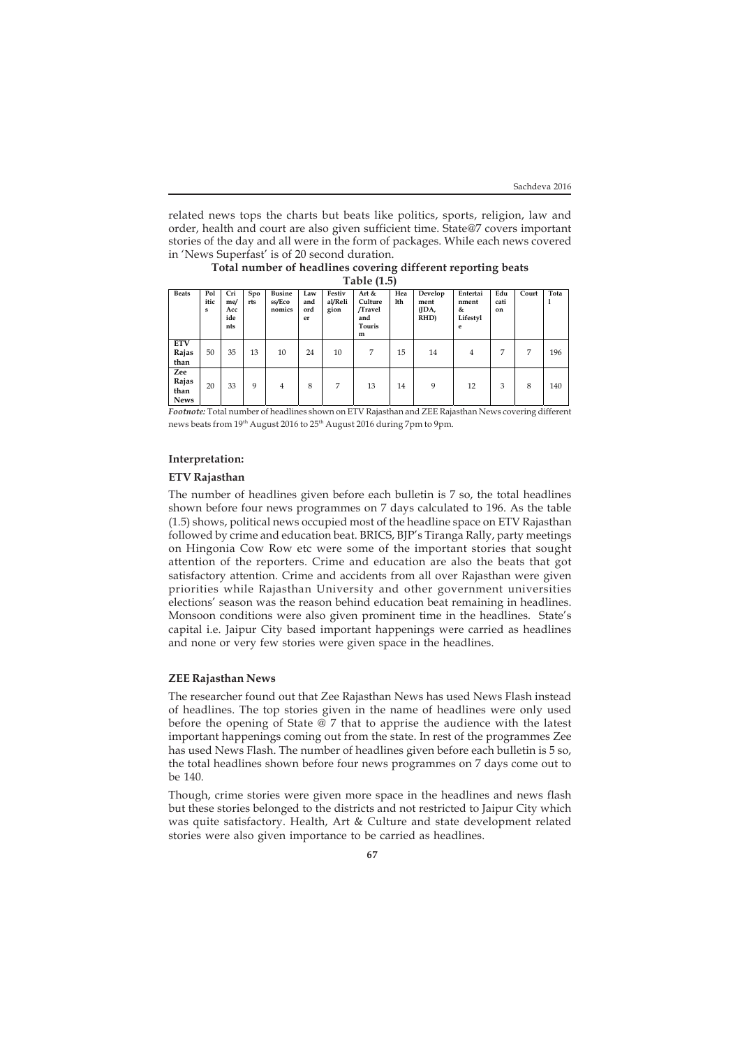related news tops the charts but beats like politics, sports, religion, law and order, health and court are also given sufficient time. State@7 covers important stories of the day and all were in the form of packages. While each news covered in 'News Superfast' is of 20 second duration.

**Total number of headlines covering different reporting beats**
**Table (1.5)**

| Beats | Politics | Crime/Accidents | Sports | Business/Economics | Law and order | Festival/Religion | Art & Culture /Travel and Tourism | Health | Development (JDA, RHD) | Entertainment & Lifestyle | Education | Court | Total |
|---|---|---|---|---|---|---|---|---|---|---|---|---|---|
| ETV Rajasthan | 50 | 35 | 13 | 10 | 24 | 10 | 7 | 15 | 14 | 4 | 7 | 7 | 196 |
| Zee Rajasthan News | 20 | 33 | 9 | 4 | 8 | 7 | 13 | 14 | 9 | 12 | 3 | 8 | 140 |

***Footnote:*** Total number of headlines shown on ETV Rajasthan and ZEE Rajasthan News covering different news beats from 19th August 2016 to 25th August 2016 during 7pm to 9pm.

**Interpretation:**

**ETV Rajasthan**

The number of headlines given before each bulletin is 7 so, the total headlines shown before four news programmes on 7 days calculated to 196. As the table (1.5) shows, political news occupied most of the headline space on ETV Rajasthan followed by crime and education beat. BRICS, BJP's Tiranga Rally, party meetings on Hingonia Cow Row etc were some of the important stories that sought attention of the reporters. Crime and education are also the beats that got satisfactory attention. Crime and accidents from all over Rajasthan were given priorities while Rajasthan University and other government universities elections' season was the reason behind education beat remaining in headlines. Monsoon conditions were also given prominent time in the headlines. State's capital i.e. Jaipur City based important happenings were carried as headlines and none or very few stories were given space in the headlines.

**ZEE Rajasthan News**

The researcher found out that Zee Rajasthan News has used News Flash instead of headlines. The top stories given in the name of headlines were only used before the opening of State @ 7 that to apprise the audience with the latest important happenings coming out from the state. In rest of the programmes Zee has used News Flash. The number of headlines given before each bulletin is 5 so, the total headlines shown before four news programmes on 7 days come out to be 140.

Though, crime stories were given more space in the headlines and news flash but these stories belonged to the districts and not restricted to Jaipur City which was quite satisfactory. Health, Art & Culture and state development related stories were also given importance to be carried as headlines.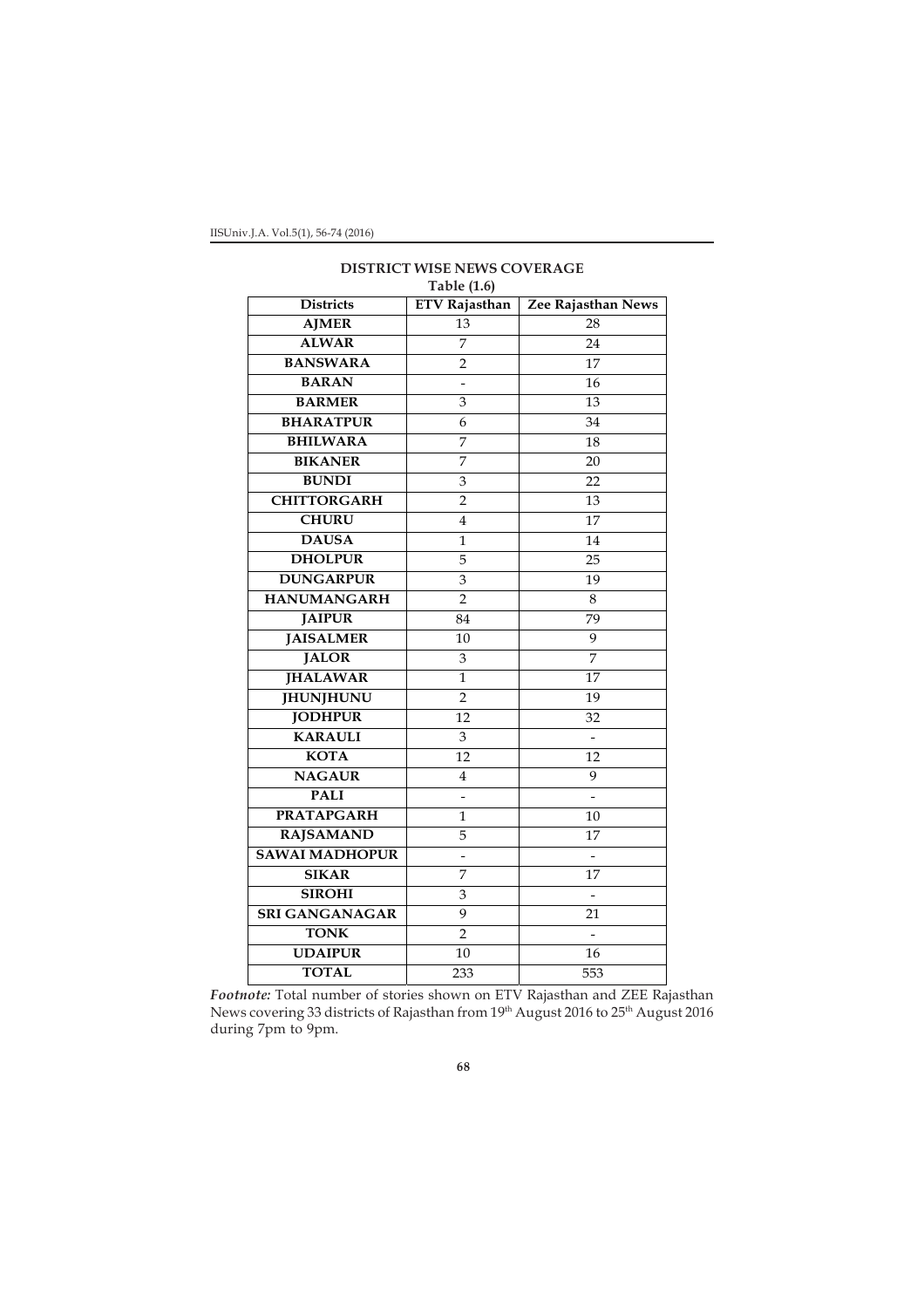**DISTRICT WISE NEWS COVERAGE**

**Table (1.6)**

| Districts | ETV Rajasthan | Zee Rajasthan News |
|---|---|---|
| AJMER | 13 | 28 |
| ALWAR | 7 | 24 |
| BANSWARA | 2 | 17 |
| BARAN | - | 16 |
| BARMER | 3 | 13 |
| BHARATPUR | 6 | 34 |
| BHILWARA | 7 | 18 |
| BIKANER | 7 | 20 |
| BUNDI | 3 | 22 |
| CHITTORGARH | 2 | 13 |
| CHURU | 4 | 17 |
| DAUSA | 1 | 14 |
| DHOLPUR | 5 | 25 |
| DUNGARPUR | 3 | 19 |
| HANUMANGARH | 2 | 8 |
| JAIPUR | 84 | 79 |
| JAISALMER | 10 | 9 |
| JALOR | 3 | 7 |
| JHALAWAR | 1 | 17 |
| JHUNJHUNU | 2 | 19 |
| JODHPUR | 12 | 32 |
| KARAULI | 3 | - |
| KOTA | 12 | 12 |
| NAGAUR | 4 | 9 |
| PALI | - | - |
| PRATAPGARH | 1 | 10 |
| RAJSAMAND | 5 | 17 |
| SAWAI MADHOPUR | - | - |
| SIKAR | 7 | 17 |
| SIROHI | 3 | - |
| SRI GANGANAGAR | 9 | 21 |
| TONK | 2 | - |
| UDAIPUR | 10 | 16 |
| TOTAL | 233 | 553 |

***Footnote:*** Total number of stories shown on ETV Rajasthan and ZEE Rajasthan News covering 33 districts of Rajasthan from 19th August 2016 to 25th August 2016 during 7pm to 9pm.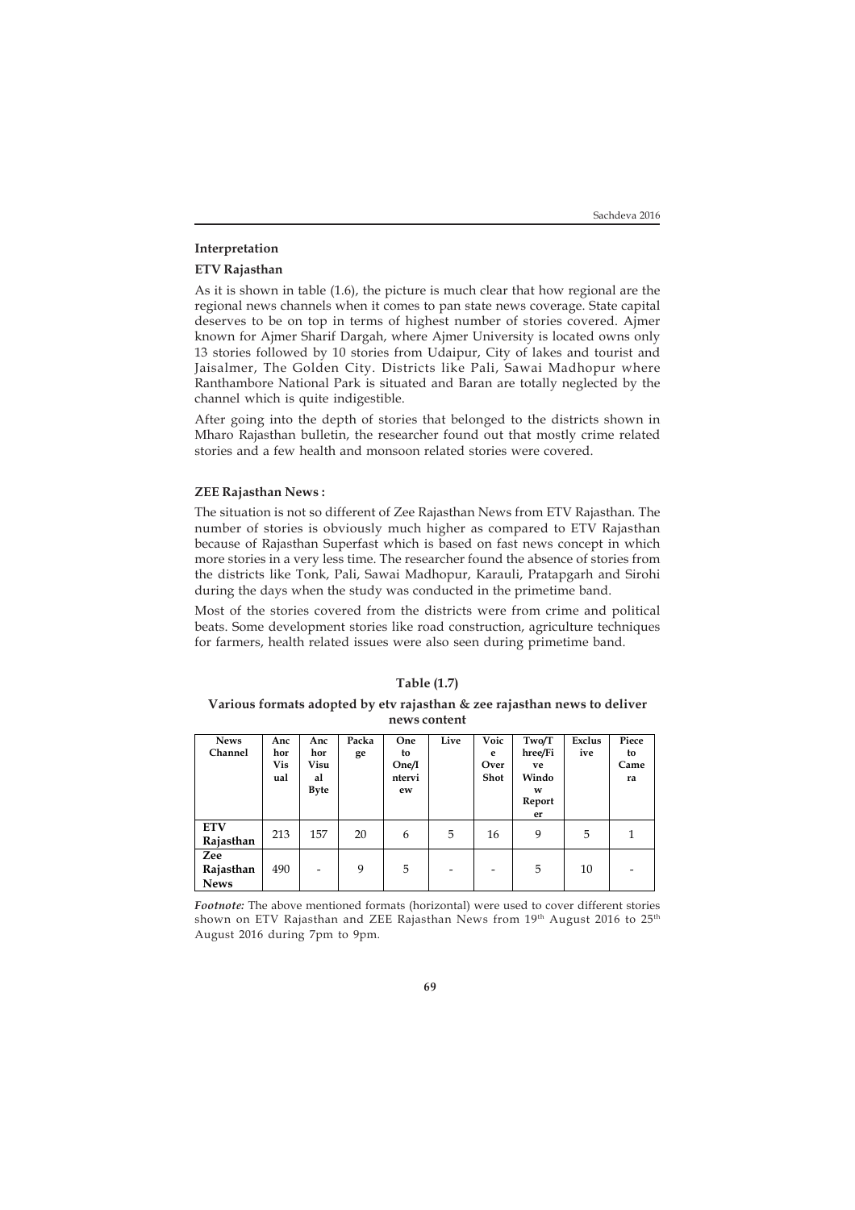**Interpretation**

**ETV Rajasthan**

As it is shown in table (1.6), the picture is much clear that how regional are the regional news channels when it comes to pan state news coverage. State capital deserves to be on top in terms of highest number of stories covered. Ajmer known for Ajmer Sharif Dargah, where Ajmer University is located owns only 13 stories followed by 10 stories from Udaipur, City of lakes and tourist and Jaisalmer, The Golden City. Districts like Pali, Sawai Madhopur where Ranthambore National Park is situated and Baran are totally neglected by the channel which is quite indigestible.

After going into the depth of stories that belonged to the districts shown in Mharo Rajasthan bulletin, the researcher found out that mostly crime related stories and a few health and monsoon related stories were covered.

**ZEE Rajasthan News :**

The situation is not so different of Zee Rajasthan News from ETV Rajasthan. The number of stories is obviously much higher as compared to ETV Rajasthan because of Rajasthan Superfast which is based on fast news concept in which more stories in a very less time. The researcher found the absence of stories from the districts like Tonk, Pali, Sawai Madhopur, Karauli, Pratapgarh and Sirohi during the days when the study was conducted in the primetime band.

Most of the stories covered from the districts were from crime and political beats. Some development stories like road construction, agriculture techniques for farmers, health related issues were also seen during primetime band.

**Table (1.7)**

**Various formats adopted by etv rajasthan & zee rajasthan news to deliver news content**

| News Channel | Anchor Visual | Anchor Visual Byte | Package | One to One/Interview | Live | Voice Over Shot | Two/Three/Five Window Reporter | Exclusive | Piece to Camera |
|---|---|---|---|---|---|---|---|---|---|
| ETV Rajasthan | 213 | 157 | 20 | 6 | 5 | 16 | 9 | 5 | 1 |
| Zee Rajasthan News | 490 | - | 9 | 5 | - | - | 5 | 10 | - |

*Footnote:* The above mentioned formats (horizontal) were used to cover different stories shown on ETV Rajasthan and ZEE Rajasthan News from 19th August 2016 to 25th August 2016 during 7pm to 9pm.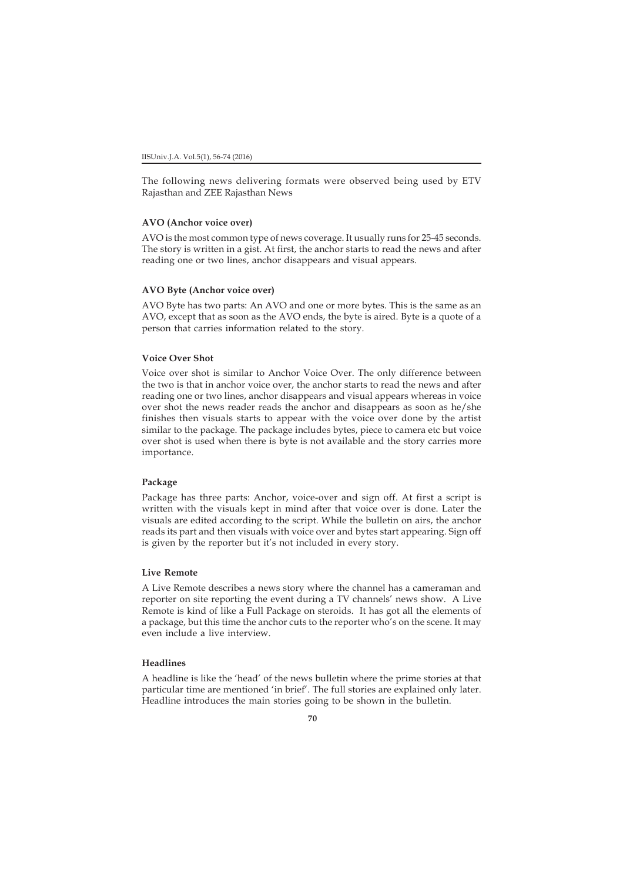The following news delivering formats were observed being used by ETV Rajasthan and ZEE Rajasthan News

### AVO (Anchor voice over)

AVO is the most common type of news coverage. It usually runs for 25-45 seconds. The story is written in a gist. At first, the anchor starts to read the news and after reading one or two lines, anchor disappears and visual appears.

### AVO Byte (Anchor voice over)

AVO Byte has two parts: An AVO and one or more bytes. This is the same as an AVO, except that as soon as the AVO ends, the byte is aired. Byte is a quote of a person that carries information related to the story.

### Voice Over Shot

Voice over shot is similar to Anchor Voice Over. The only difference between the two is that in anchor voice over, the anchor starts to read the news and after reading one or two lines, anchor disappears and visual appears whereas in voice over shot the news reader reads the anchor and disappears as soon as he/she finishes then visuals starts to appear with the voice over done by the artist similar to the package. The package includes bytes, piece to camera etc but voice over shot is used when there is byte is not available and the story carries more importance.

### Package

Package has three parts: Anchor, voice-over and sign off. At first a script is written with the visuals kept in mind after that voice over is done. Later the visuals are edited according to the script. While the bulletin on airs, the anchor reads its part and then visuals with voice over and bytes start appearing. Sign off is given by the reporter but it's not included in every story.

### Live Remote

A Live Remote describes a news story where the channel has a cameraman and reporter on site reporting the event during a TV channels' news show. A Live Remote is kind of like a Full Package on steroids. It has got all the elements of a package, but this time the anchor cuts to the reporter who's on the scene. It may even include a live interview.

### Headlines

A headline is like the 'head' of the news bulletin where the prime stories at that particular time are mentioned 'in brief'. The full stories are explained only later. Headline introduces the main stories going to be shown in the bulletin.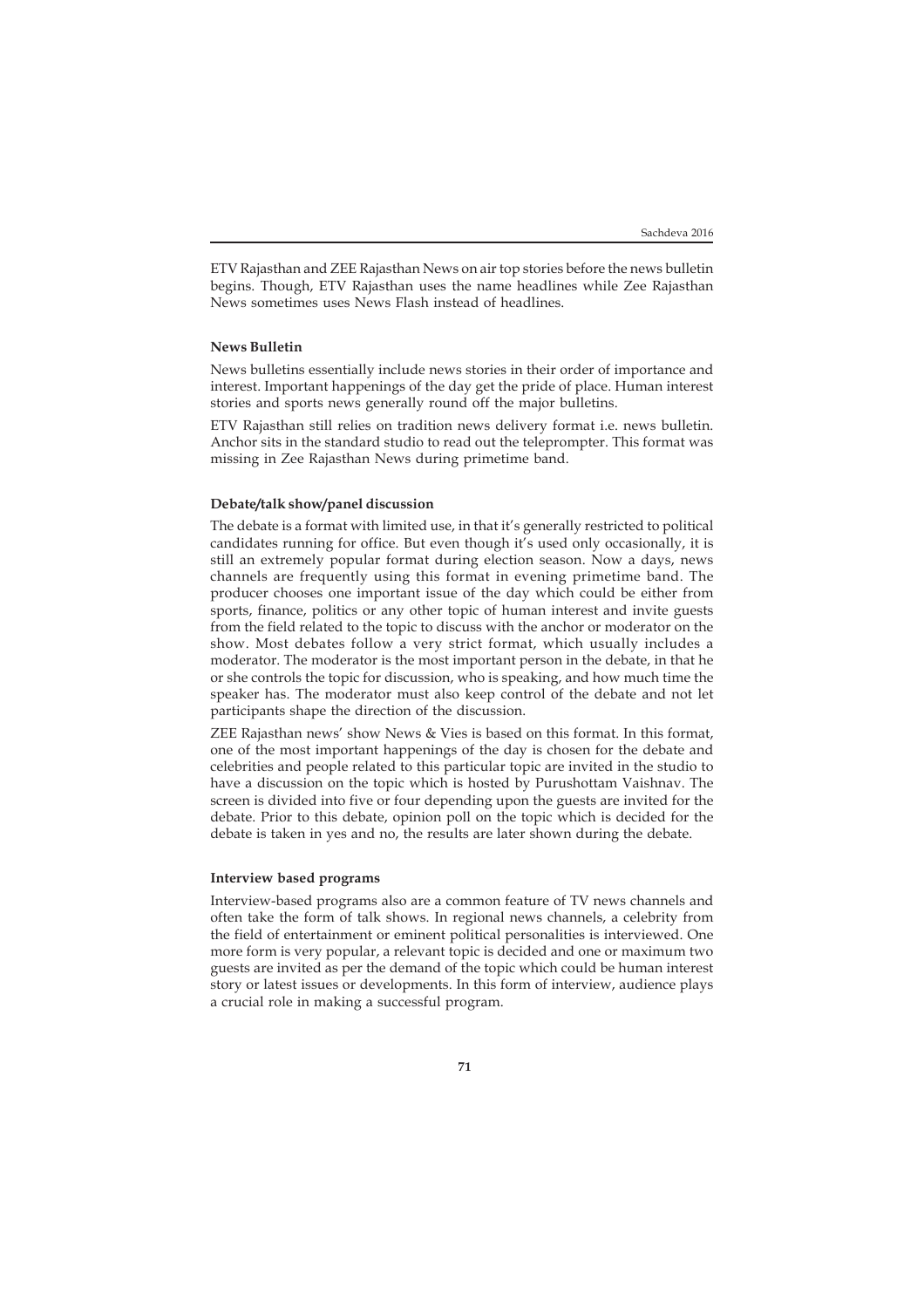ETV Rajasthan and ZEE Rajasthan News on air top stories before the news bulletin begins. Though, ETV Rajasthan uses the name headlines while Zee Rajasthan News sometimes uses News Flash instead of headlines.

### News Bulletin

News bulletins essentially include news stories in their order of importance and interest. Important happenings of the day get the pride of place. Human interest stories and sports news generally round off the major bulletins.

ETV Rajasthan still relies on tradition news delivery format i.e. news bulletin. Anchor sits in the standard studio to read out the teleprompter. This format was missing in Zee Rajasthan News during primetime band.

### Debate/talk show/panel discussion

The debate is a format with limited use, in that it's generally restricted to political candidates running for office. But even though it's used only occasionally, it is still an extremely popular format during election season. Now a days, news channels are frequently using this format in evening primetime band. The producer chooses one important issue of the day which could be either from sports, finance, politics or any other topic of human interest and invite guests from the field related to the topic to discuss with the anchor or moderator on the show. Most debates follow a very strict format, which usually includes a moderator. The moderator is the most important person in the debate, in that he or she controls the topic for discussion, who is speaking, and how much time the speaker has. The moderator must also keep control of the debate and not let participants shape the direction of the discussion.

ZEE Rajasthan news' show News & Vies is based on this format. In this format, one of the most important happenings of the day is chosen for the debate and celebrities and people related to this particular topic are invited in the studio to have a discussion on the topic which is hosted by Purushottam Vaishnav. The screen is divided into five or four depending upon the guests are invited for the debate. Prior to this debate, opinion poll on the topic which is decided for the debate is taken in yes and no, the results are later shown during the debate.

### Interview based programs

Interview-based programs also are a common feature of TV news channels and often take the form of talk shows. In regional news channels, a celebrity from the field of entertainment or eminent political personalities is interviewed. One more form is very popular, a relevant topic is decided and one or maximum two guests are invited as per the demand of the topic which could be human interest story or latest issues or developments. In this form of interview, audience plays a crucial role in making a successful program.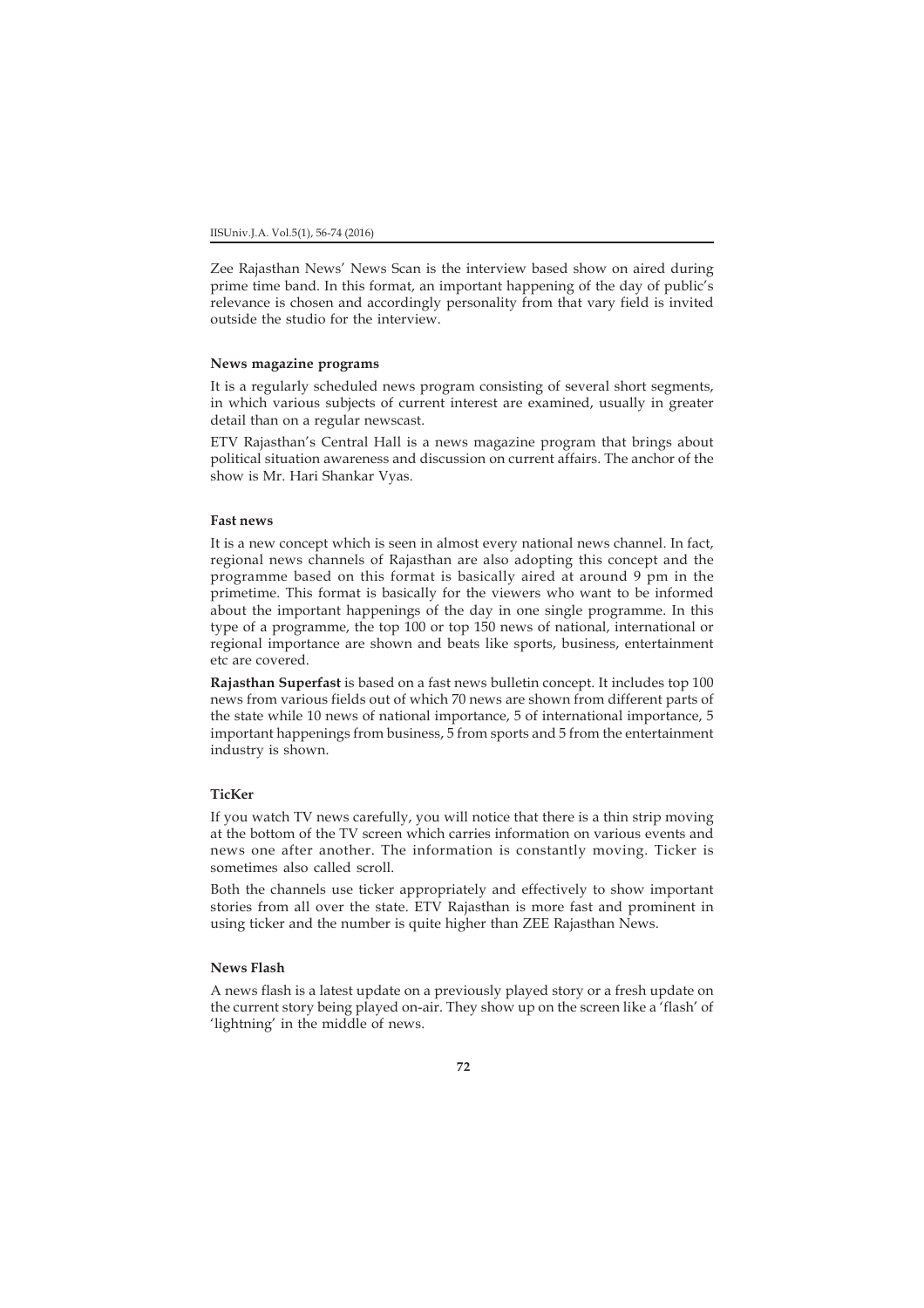Zee Rajasthan News' News Scan is the interview based show on aired during prime time band. In this format, an important happening of the day of public's relevance is chosen and accordingly personality from that vary field is invited outside the studio for the interview.

**News magazine programs**

It is a regularly scheduled news program consisting of several short segments, in which various subjects of current interest are examined, usually in greater detail than on a regular newscast.

ETV Rajasthan's Central Hall is a news magazine program that brings about political situation awareness and discussion on current affairs. The anchor of the show is Mr. Hari Shankar Vyas.

**Fast news**

It is a new concept which is seen in almost every national news channel. In fact, regional news channels of Rajasthan are also adopting this concept and the programme based on this format is basically aired at around 9 pm in the primetime. This format is basically for the viewers who want to be informed about the important happenings of the day in one single programme. In this type of a programme, the top 100 or top 150 news of national, international or regional importance are shown and beats like sports, business, entertainment etc are covered.

**Rajasthan Superfast** is based on a fast news bulletin concept. It includes top 100 news from various fields out of which 70 news are shown from different parts of the state while 10 news of national importance, 5 of international importance, 5 important happenings from business, 5 from sports and 5 from the entertainment industry is shown.

**TicKer**

If you watch TV news carefully, you will notice that there is a thin strip moving at the bottom of the TV screen which carries information on various events and news one after another. The information is constantly moving. Ticker is sometimes also called scroll.

Both the channels use ticker appropriately and effectively to show important stories from all over the state. ETV Rajasthan is more fast and prominent in using ticker and the number is quite higher than ZEE Rajasthan News.

**News Flash**

A news flash is a latest update on a previously played story or a fresh update on the current story being played on-air. They show up on the screen like a 'flash' of 'lightning' in the middle of news.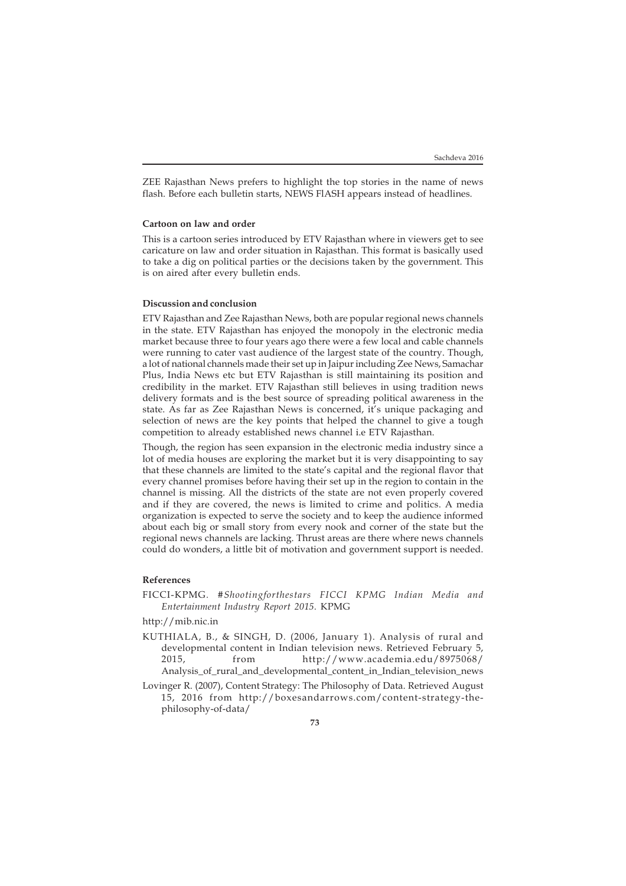ZEE Rajasthan News prefers to highlight the top stories in the name of news flash. Before each bulletin starts, NEWS FlASH appears instead of headlines.

### Cartoon on law and order

This is a cartoon series introduced by ETV Rajasthan where in viewers get to see caricature on law and order situation in Rajasthan. This format is basically used to take a dig on political parties or the decisions taken by the government. This is on aired after every bulletin ends.

## Discussion and conclusion

ETV Rajasthan and Zee Rajasthan News, both are popular regional news channels in the state. ETV Rajasthan has enjoyed the monopoly in the electronic media market because three to four years ago there were a few local and cable channels were running to cater vast audience of the largest state of the country. Though, a lot of national channels made their set up in Jaipur including Zee News, Samachar Plus, India News etc but ETV Rajasthan is still maintaining its position and credibility in the market. ETV Rajasthan still believes in using tradition news delivery formats and is the best source of spreading political awareness in the state. As far as Zee Rajasthan News is concerned, it's unique packaging and selection of news are the key points that helped the channel to give a tough competition to already established news channel i.e ETV Rajasthan.

Though, the region has seen expansion in the electronic media industry since a lot of media houses are exploring the market but it is very disappointing to say that these channels are limited to the state's capital and the regional flavor that every channel promises before having their set up in the region to contain in the channel is missing. All the districts of the state are not even properly covered and if they are covered, the news is limited to crime and politics. A media organization is expected to serve the society and to keep the audience informed about each big or small story from every nook and corner of the state but the regional news channels are lacking. Thrust areas are there where news channels could do wonders, a little bit of motivation and government support is needed.

## References

FICCI-KPMG. #*Shootingforthestars FICCI KPMG Indian Media and Entertainment Industry Report 2015.* KPMG

http://mib.nic.in

KUTHIALA, B., & SINGH, D. (2006, January 1). Analysis of rural and developmental content in Indian television news. Retrieved February 5, 2015, from http://www.academia.edu/8975068/Analysis_of_rural_and_developmental_content_in_Indian_television_news

Lovinger R. (2007), Content Strategy: The Philosophy of Data. Retrieved August 15, 2016 from http://boxesandarrows.com/content-strategy-the-philosophy-of-data/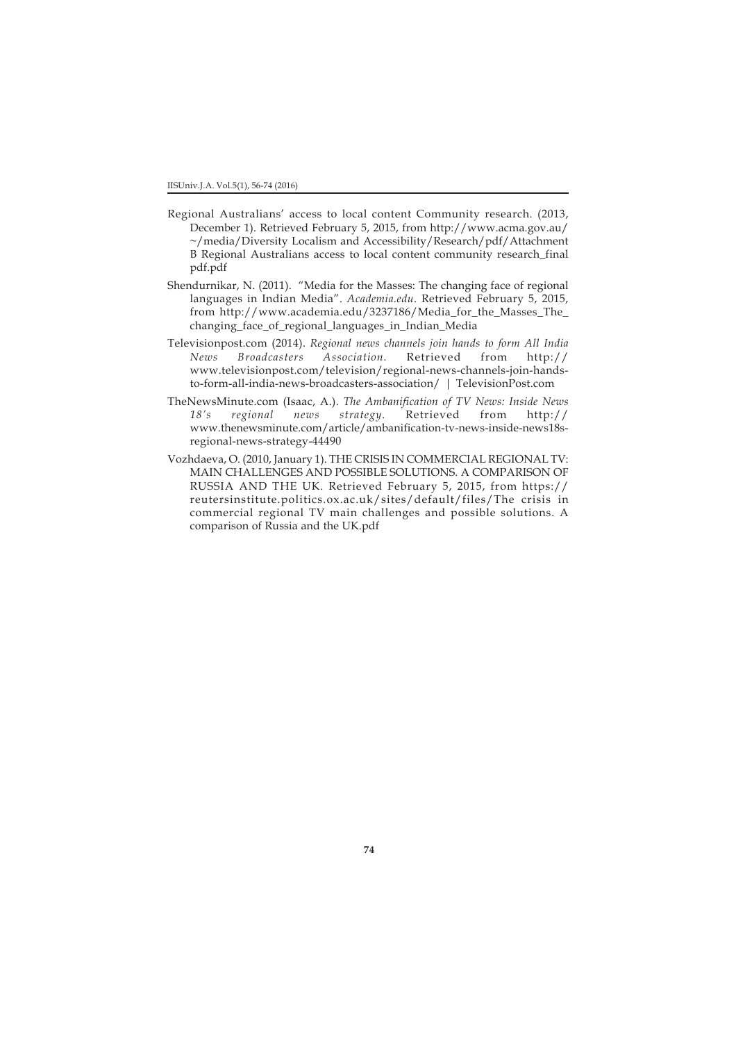Regional Australians' access to local content Community research. (2013, December 1). Retrieved February 5, 2015, from http://www.acma.gov.au/~/media/Diversity Localism and Accessibility/Research/pdf/Attachment B Regional Australians access to local content community research_final pdf.pdf

Shendurnikar, N. (2011). "Media for the Masses: The changing face of regional languages in Indian Media". *Academia.edu*. Retrieved February 5, 2015, from http://www.academia.edu/3237186/Media_for_the_Masses_The_changing_face_of_regional_languages_in_Indian_Media

Televisionpost.com (2014). *Regional news channels join hands to form All India News Broadcasters Association.* Retrieved from http://www.televisionpost.com/television/regional-news-channels-join-hands-to-form-all-india-news-broadcasters-association/ | TelevisionPost.com

TheNewsMinute.com (Isaac, A.). *The Ambanification of TV News: Inside News 18's regional news strategy.* Retrieved from http://www.thenewsminute.com/article/ambanification-tv-news-inside-news18s-regional-news-strategy-44490

Vozhdaeva, O. (2010, January 1). THE CRISIS IN COMMERCIAL REGIONAL TV: MAIN CHALLENGES AND POSSIBLE SOLUTIONS. A COMPARISON OF RUSSIA AND THE UK. Retrieved February 5, 2015, from https://reutersinstitute.politics.ox.ac.uk/sites/default/files/The crisis in commercial regional TV main challenges and possible solutions. A comparison of Russia and the UK.pdf